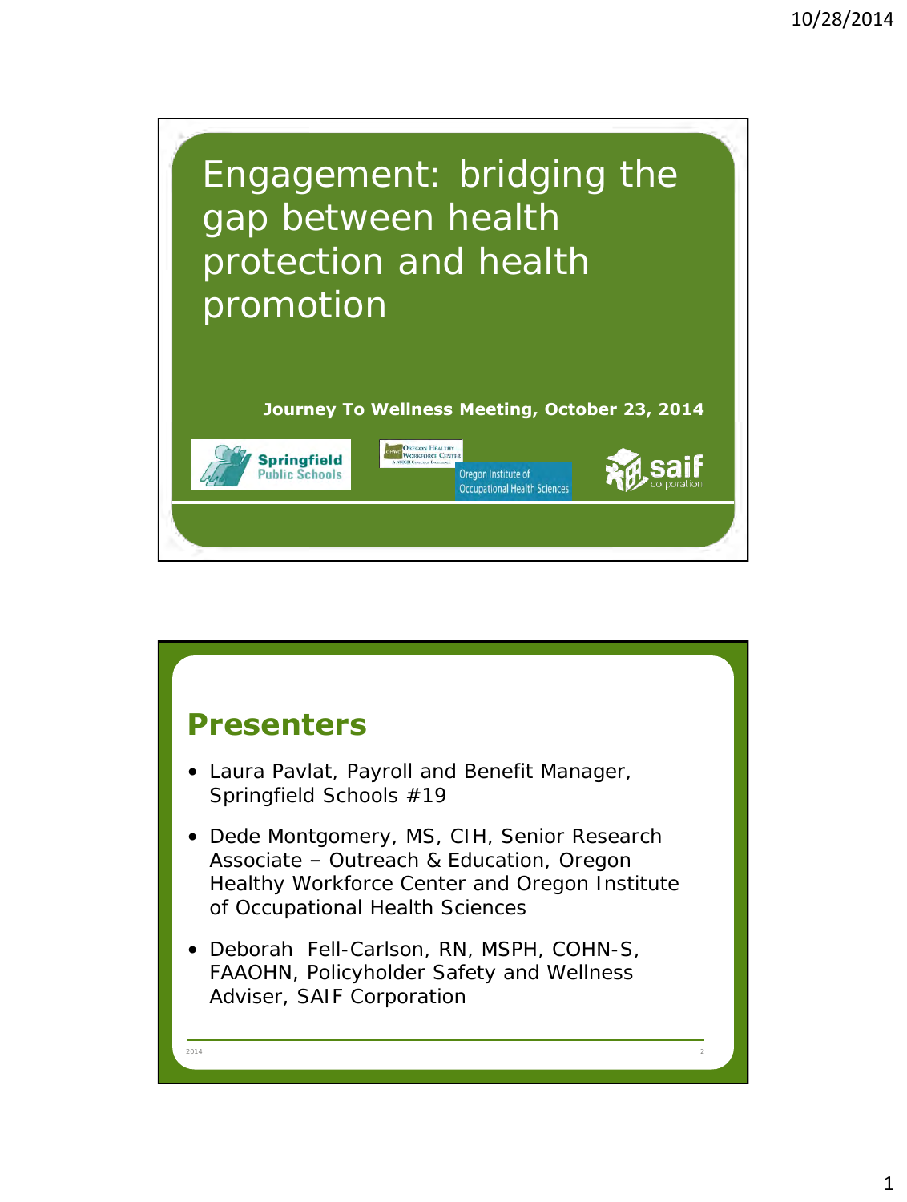# Engagement: bridging the gap between health protection and health promotion

**Journey To Wellness Meeting, October 23, 2014**

Springfield Public Schools

Oregon Healthy Workforce Center

Oregon Institute of Occupational Health Sciences

saif corporation

## Presenters

- Laura Pavlat, Payroll and Benefit Manager, Springfield Schools #19
- Dede Montgomery, MS, CIH, Senior Research Associate – Outreach & Education, Oregon Healthy Workforce Center and Oregon Institute of Occupational Health Sciences
- Deborah Fell-Carlson, RN, MSPH, COHN-S, FAAOHN, Policyholder Safety and Wellness Adviser, SAIF Corporation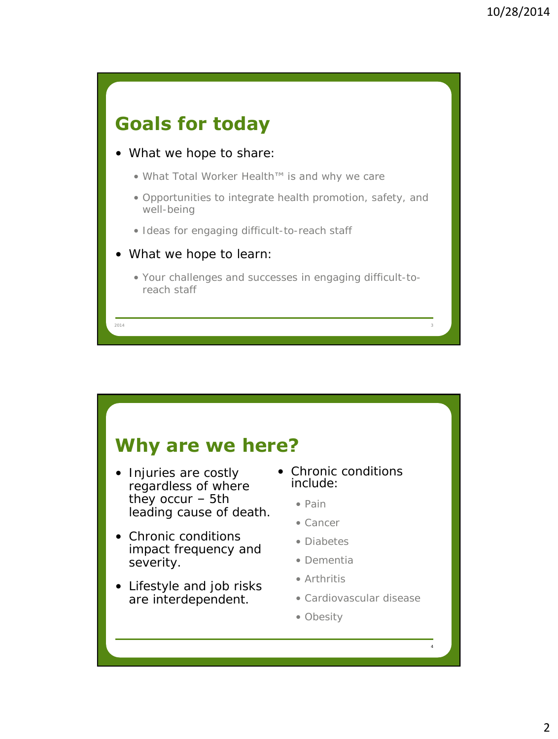## Goals for today

- What we hope to share:
  - What Total Worker Health™ is and why we care
  - Opportunities to integrate health promotion, safety, and well-being
  - Ideas for engaging difficult-to-reach staff
- What we hope to learn:
  - Your challenges and successes in engaging difficult-to-reach staff

## Why are we here?

- Injuries are costly regardless of where they occur – 5th leading cause of death.
- Chronic conditions impact frequency and severity.
- Lifestyle and job risks are interdependent.
- Chronic conditions include:
  - Pain
  - Cancer
  - Diabetes
  - Dementia
  - Arthritis
  - Cardiovascular disease
  - Obesity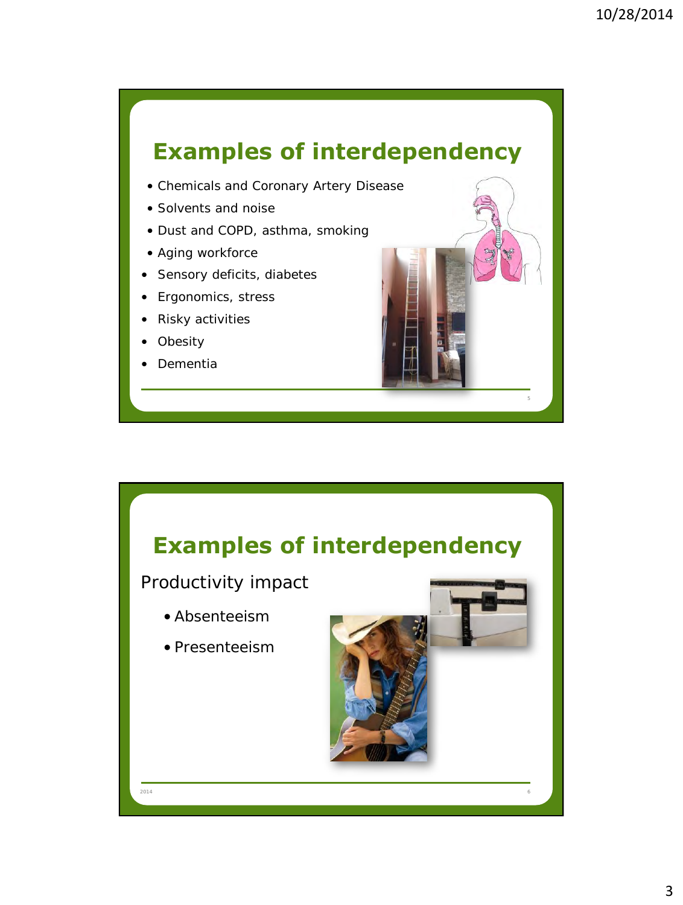## Examples of interdependency

- Chemicals and Coronary Artery Disease
- Solvents and noise
- Dust and COPD, asthma, smoking
- Aging workforce
- Sensory deficits, diabetes
- Ergonomics, stress
- Risky activities
- Obesity
- Dementia

## Examples of interdependency

Productivity impact

- Absenteeism
- Presenteeism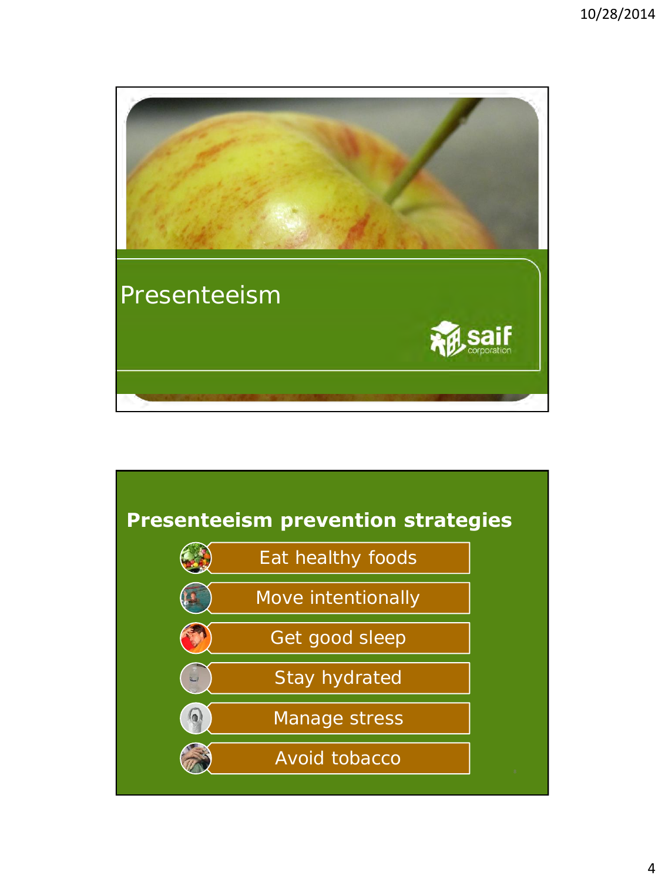# Presenteeism

saif corporation

## Presenteeism prevention strategies

- Eat healthy foods
- Move intentionally
- Get good sleep
- Stay hydrated
- Manage stress
- Avoid tobacco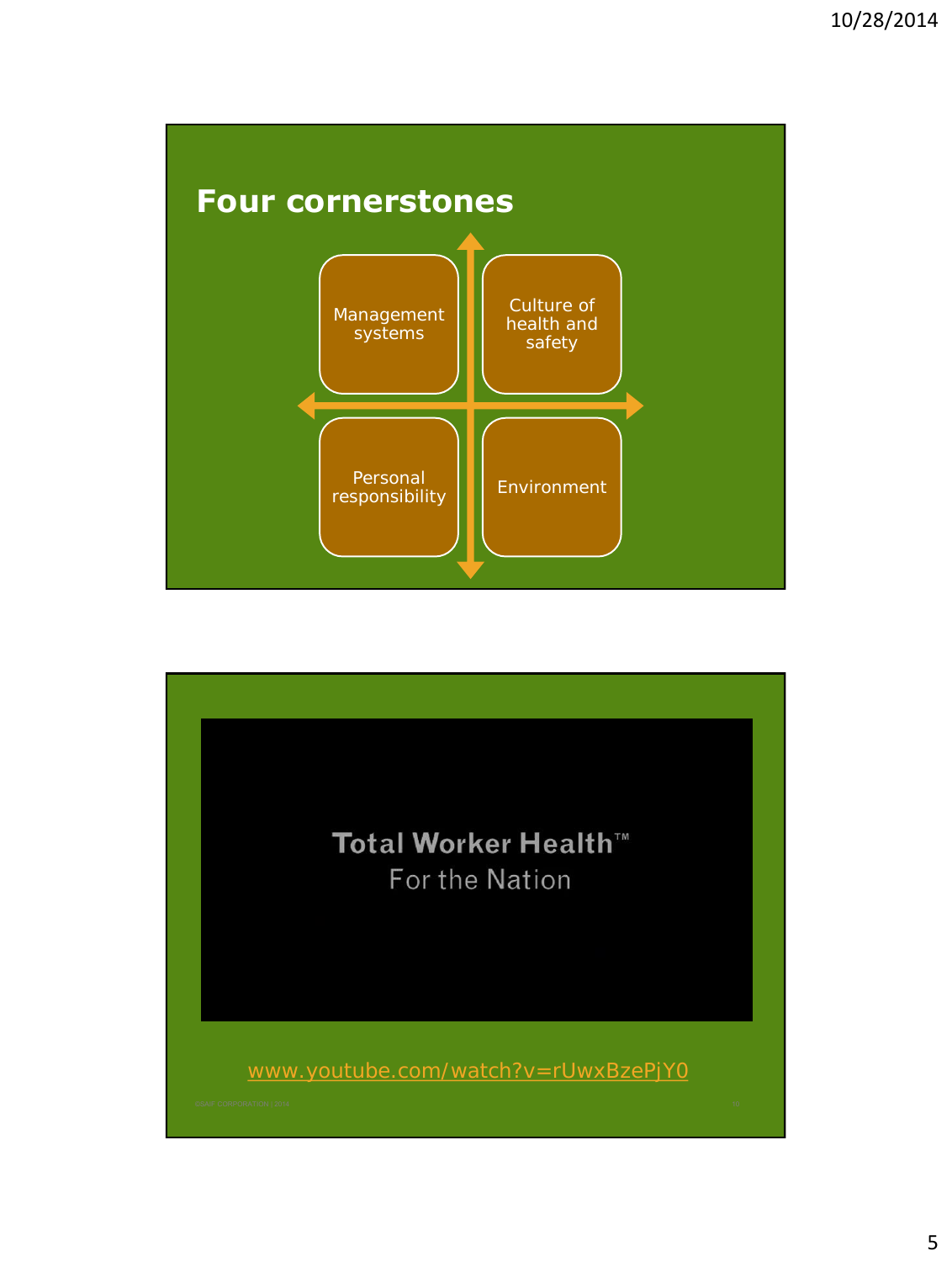## Four cornerstones

- Management systems
- Culture of health and safety
- Personal responsibility
- Environment

Total Worker Health™
For the Nation

[www.youtube.com/watch?v=rUwxBzePjY0](http://www.youtube.com/watch?v=rUwxBzePjY0)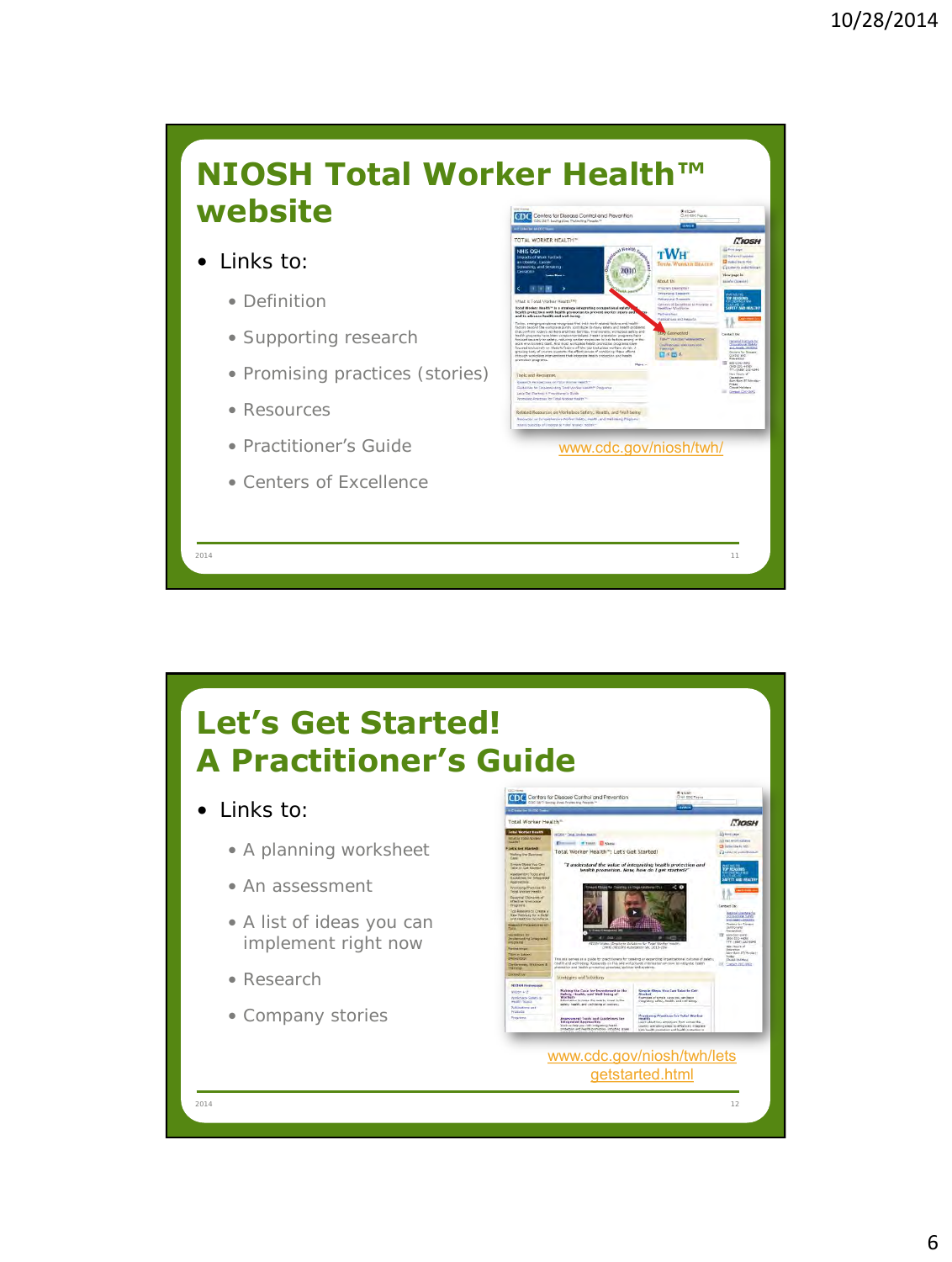## NIOSH Total Worker Health™ website

- Links to:
  - Definition
  - Supporting research
  - Promising practices (stories)
  - Resources
  - Practitioner's Guide
  - Centers of Excellence

www.cdc.gov/niosh/twh/

## Let's Get Started! A Practitioner's Guide

- Links to:
  - A planning worksheet
  - An assessment
  - A list of ideas you can implement right now
  - Research
  - Company stories

www.cdc.gov/niosh/twh/letsgetstarted.html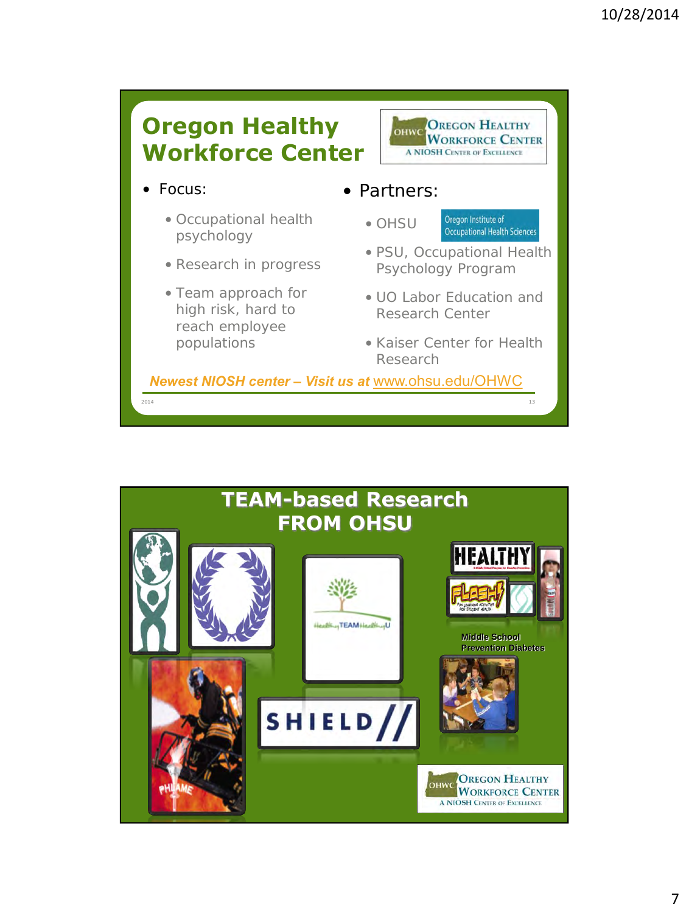## Oregon Healthy Workforce Center

OREGON HEALTHY WORKFORCE CENTER
A NIOSH CENTER OF EXCELLENCE

- Focus:
  - Occupational health psychology
  - Research in progress
  - Team approach for high risk, hard to reach employee populations
- Partners:
  - OHSU — Oregon Institute of Occupational Health Sciences
  - PSU, Occupational Health Psychology Program
  - UO Labor Education and Research Center
  - Kaiser Center for Health Research

***Newest NIOSH center – Visit us at*** www.ohsu.edu/OHWC

2014

## TEAM-based Research FROM OHSU

HealthyTEAMHealthyU

SHIELD

PHLAME

HEALTHY

FLASH

Middle School Prevention Diabetes

OREGON HEALTHY WORKFORCE CENTER
A NIOSH CENTER OF EXCELLENCE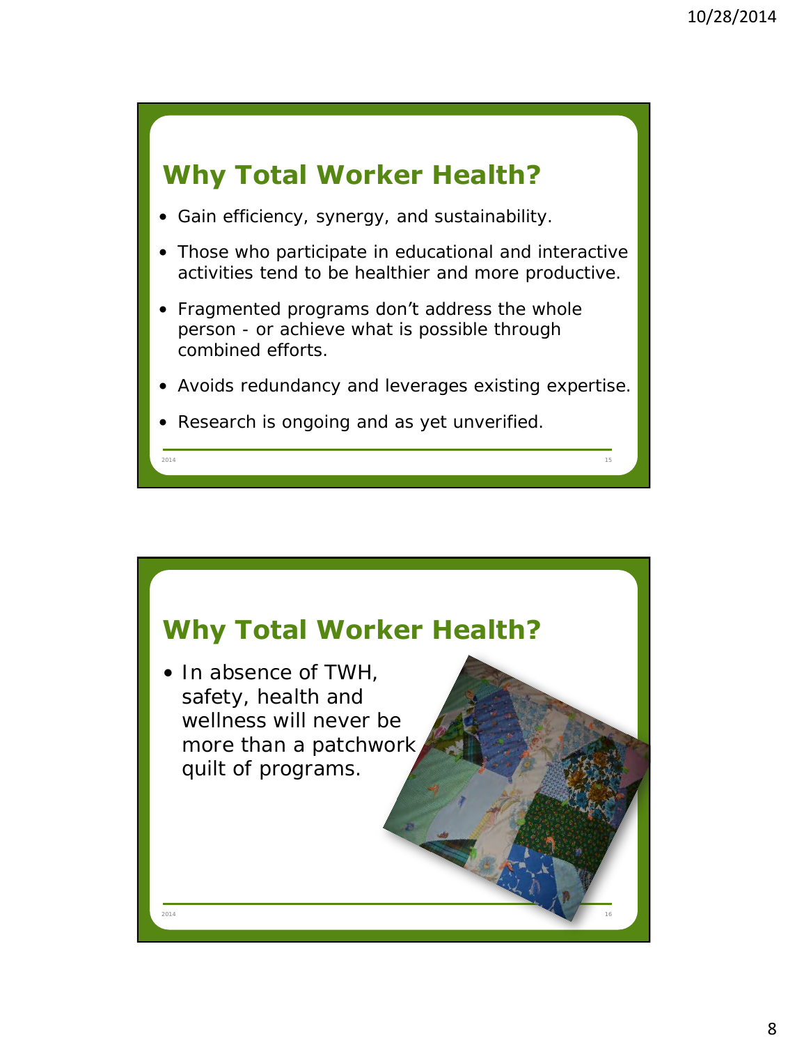## Why Total Worker Health?

- Gain efficiency, synergy, and sustainability.
- Those who participate in educational and interactive activities tend to be healthier and more productive.
- Fragmented programs don't address the whole person - or achieve what is possible through combined efforts.
- Avoids redundancy and leverages existing expertise.
- Research is ongoing and as yet unverified.

## Why Total Worker Health?

- In absence of TWH, safety, health and wellness will never be more than a patchwork quilt of programs.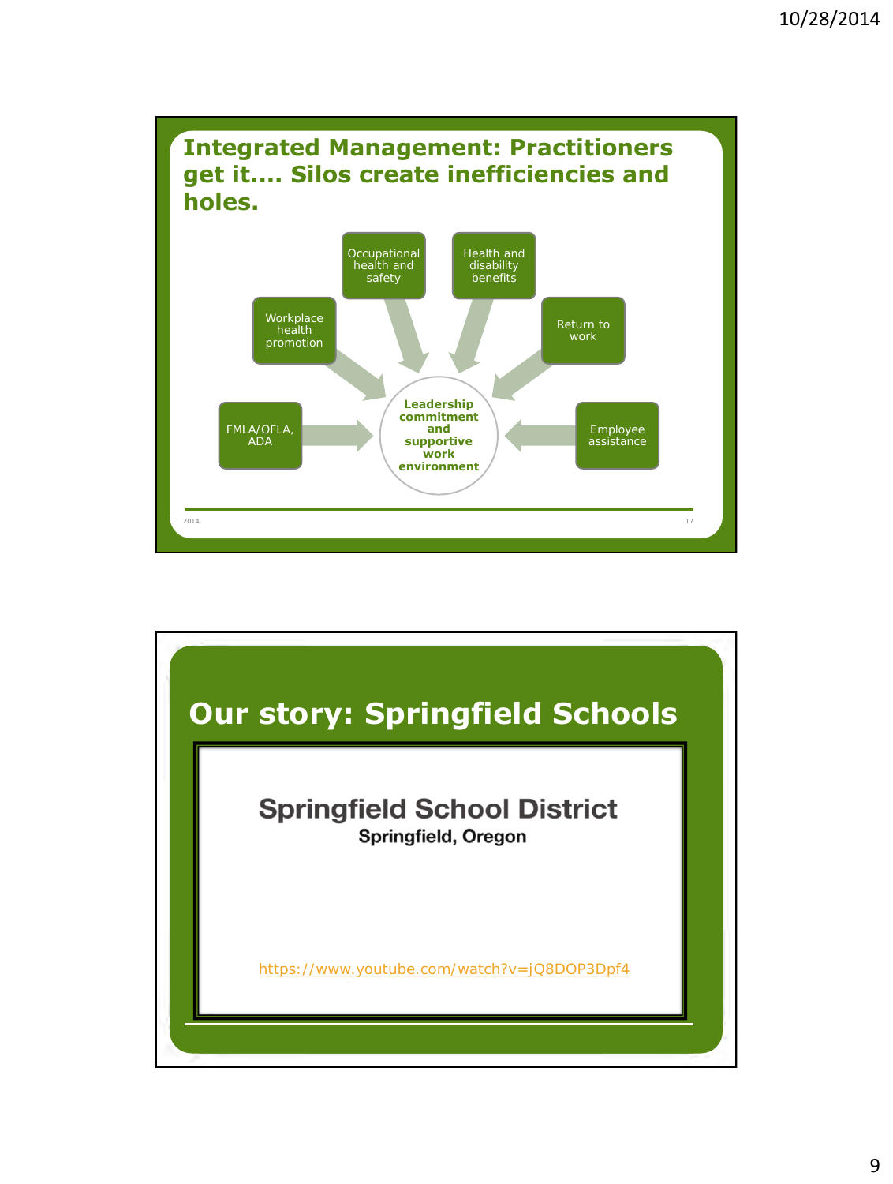## Integrated Management: Practitioners get it…. Silos create inefficiencies and holes.

- Occupational health and safety
- Health and disability benefits
- Workplace health promotion
- Return to work
- FMLA/OFLA, ADA
- Employee assistance

**Leadership commitment and supportive work environment**

## Our story: Springfield Schools

**Springfield School District**
**Springfield, Oregon**

https://www.youtube.com/watch?v=jQ8DOP3Dpf4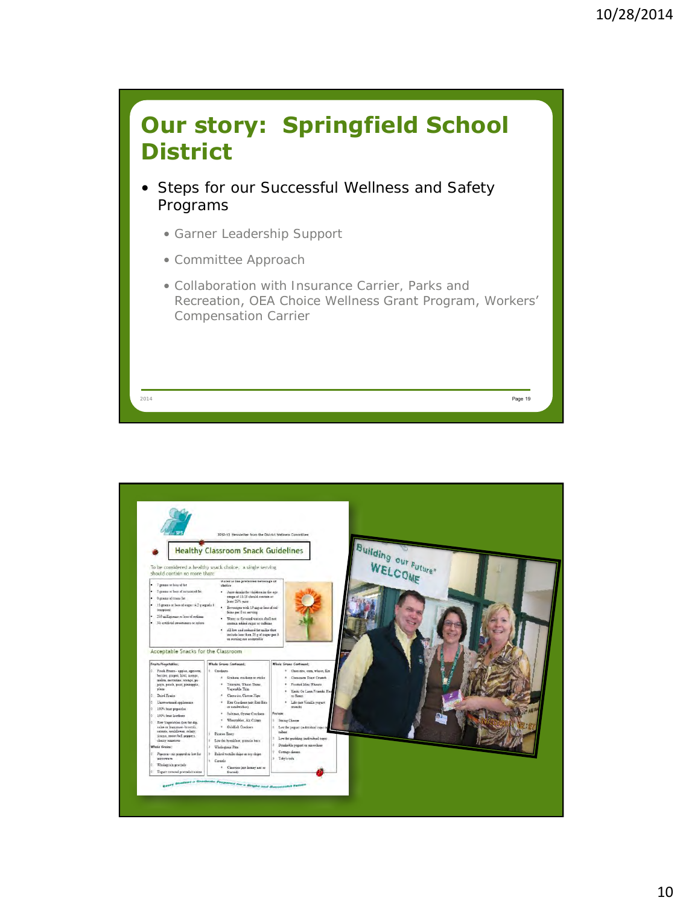# Our story: Springfield School District

- Steps for our Successful Wellness and Safety Programs
  - Garner Leadership Support
  - Committee Approach
  - Collaboration with Insurance Carrier, Parks and Recreation, OEA Choice Wellness Grant Program, Workers' Compensation Carrier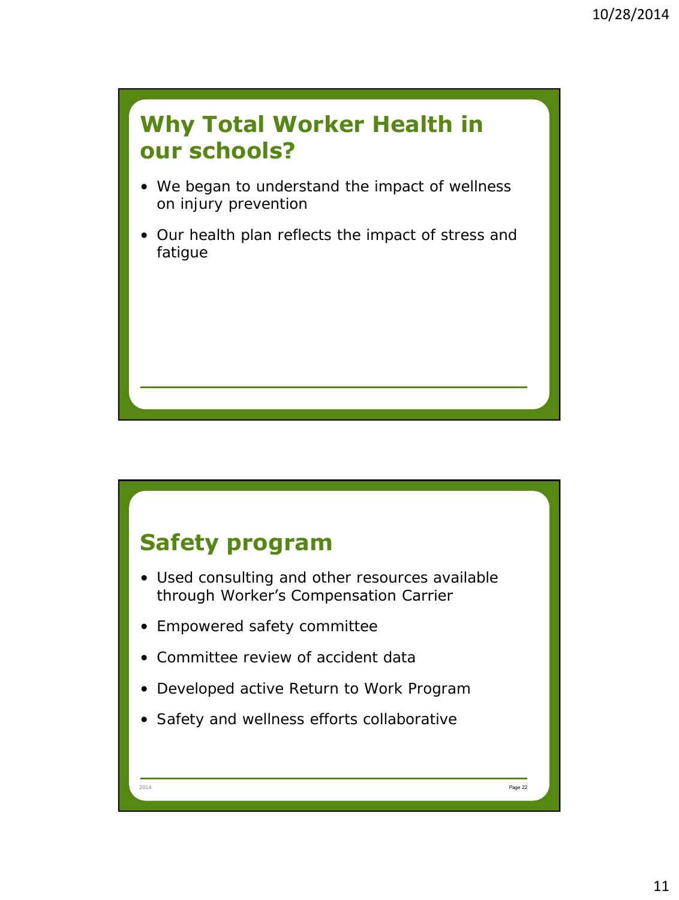## Why Total Worker Health in our schools?

- We began to understand the impact of wellness on injury prevention
- Our health plan reflects the impact of stress and fatigue

## Safety program

- Used consulting and other resources available through Worker's Compensation Carrier
- Empowered safety committee
- Committee review of accident data
- Developed active Return to Work Program
- Safety and wellness efforts collaborative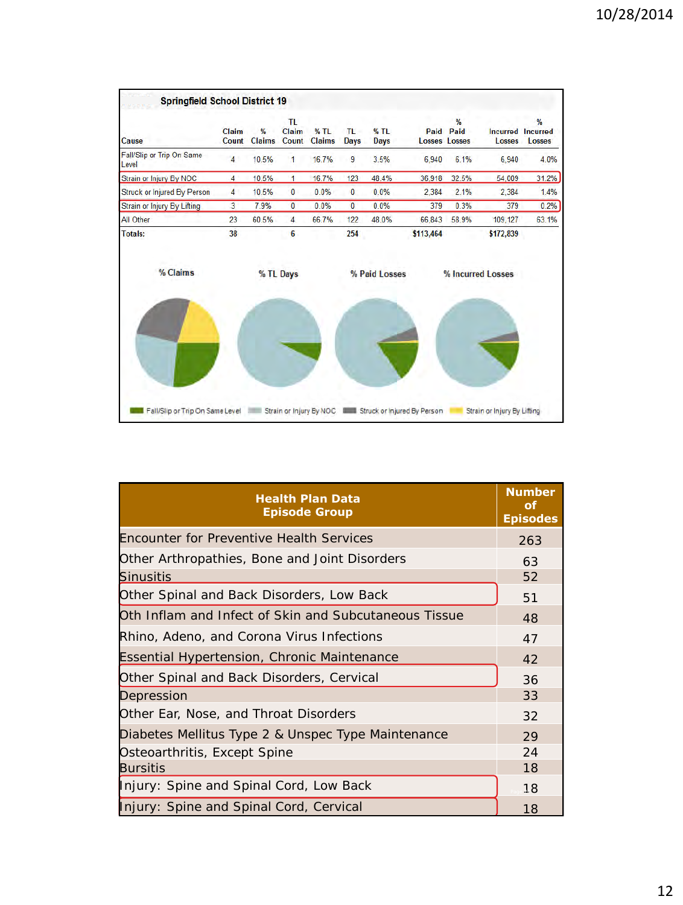## Springfield School District 19

| Cause | Claim Count | % Claims | TL Claim Count | % TL Claims | TL Days | % TL Days | Paid Losses | % Paid Losses | Incurred Losses | % Incurred Losses |
|---|---|---|---|---|---|---|---|---|---|---|
| Fall/Slip or Trip On Same Level | 4 | 10.5% | 1 | 16.7% | 9 | 3.5% | 6,940 | 6.1% | 6,940 | 4.0% |
| Strain or Injury By NOC | 4 | 10.5% | 1 | 16.7% | 123 | 48.4% | 36,918 | 32.5% | 54,009 | 31.2% |
| Struck or Injured By Person | 4 | 10.5% | 0 | 0.0% | 0 | 0.0% | 2,384 | 2.1% | 2,384 | 1.4% |
| Strain or Injury By Lifting | 3 | 7.9% | 0 | 0.0% | 0 | 0.0% | 379 | 0.3% | 379 | 0.2% |
| All Other | 23 | 60.5% | 4 | 66.7% | 122 | 48.0% | 66,843 | 58.9% | 109,127 | 63.1% |
| Totals: | 38 | | 6 | | 254 | | $113,464 | | $172,839 | |

% Claims | % TL Days | % Paid Losses | % Incurred Losses

Fall/Slip or Trip On Same Level | Strain or Injury By NOC | Struck or Injured By Person | Strain or Injury By Lifting

| Health Plan Data Episode Group | Number of Episodes |
|---|---|
| Encounter for Preventive Health Services | 263 |
| Other Arthropathies, Bone and Joint Disorders | 63 |
| Sinusitis | 52 |
| Other Spinal and Back Disorders, Low Back | 51 |
| Oth Inflam and Infect of Skin and Subcutaneous Tissue | 48 |
| Rhino, Adeno, and Corona Virus Infections | 47 |
| Essential Hypertension, Chronic Maintenance | 42 |
| Other Spinal and Back Disorders, Cervical | 36 |
| Depression | 33 |
| Other Ear, Nose, and Throat Disorders | 32 |
| Diabetes Mellitus Type 2 & Unspec Type Maintenance | 29 |
| Osteoarthritis, Except Spine | 24 |
| Bursitis | 18 |
| Injury: Spine and Spinal Cord, Low Back | 18 |
| Injury: Spine and Spinal Cord, Cervical | 18 |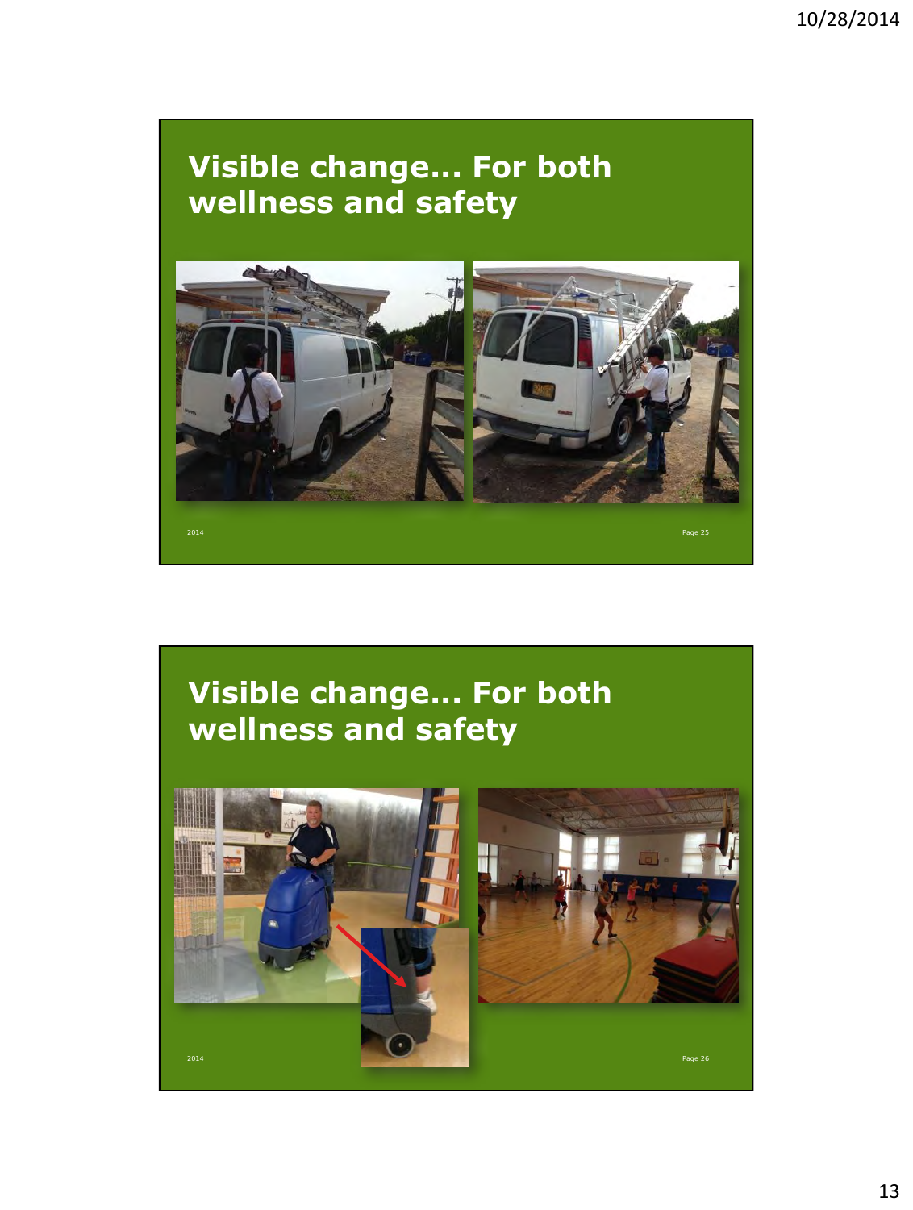## Visible change… For both wellness and safety

2014

## Visible change… For both wellness and safety

2014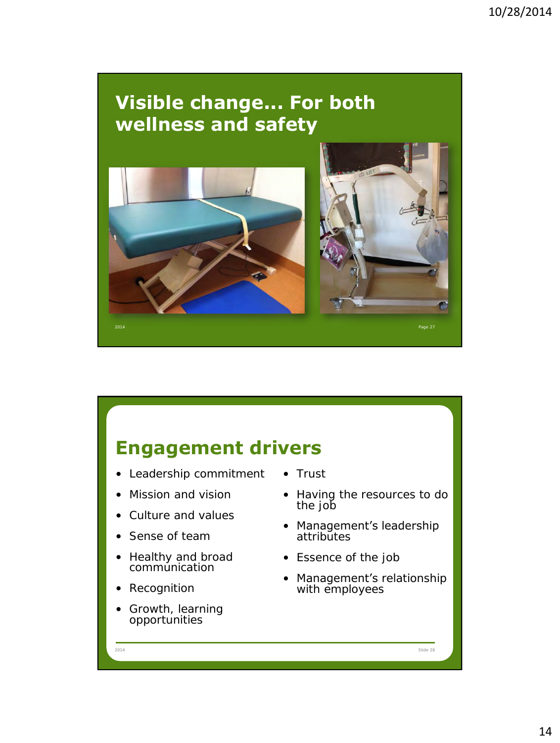## Visible change… For both wellness and safety

## Engagement drivers

- Leadership commitment
- Mission and vision
- Culture and values
- Sense of team
- Healthy and broad communication
- Recognition
- Growth, learning opportunities
- Trust
- Having the resources to do the job
- Management's leadership attributes
- Essence of the job
- Management's relationship with employees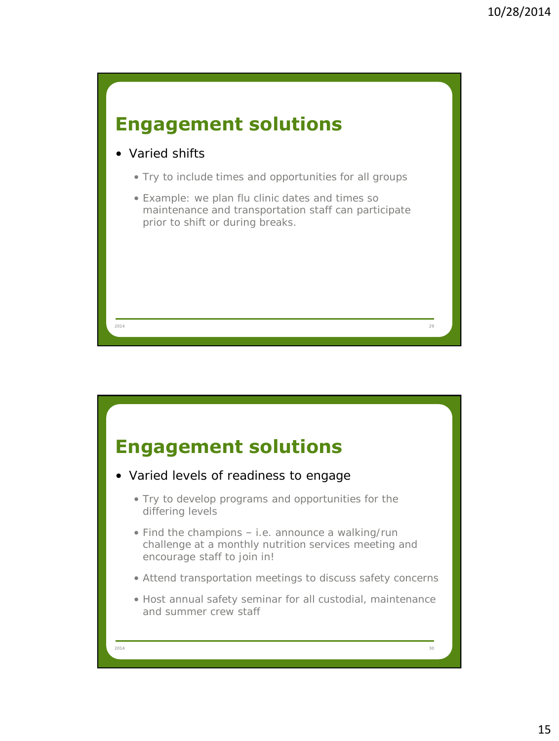## Engagement solutions

- Varied shifts
  - Try to include times and opportunities for all groups
  - Example: we plan flu clinic dates and times so maintenance and transportation staff can participate prior to shift or during breaks.

## Engagement solutions

- Varied levels of readiness to engage
  - Try to develop programs and opportunities for the differing levels
  - Find the champions – i.e. announce a walking/run challenge at a monthly nutrition services meeting and encourage staff to join in!
  - Attend transportation meetings to discuss safety concerns
  - Host annual safety seminar for all custodial, maintenance and summer crew staff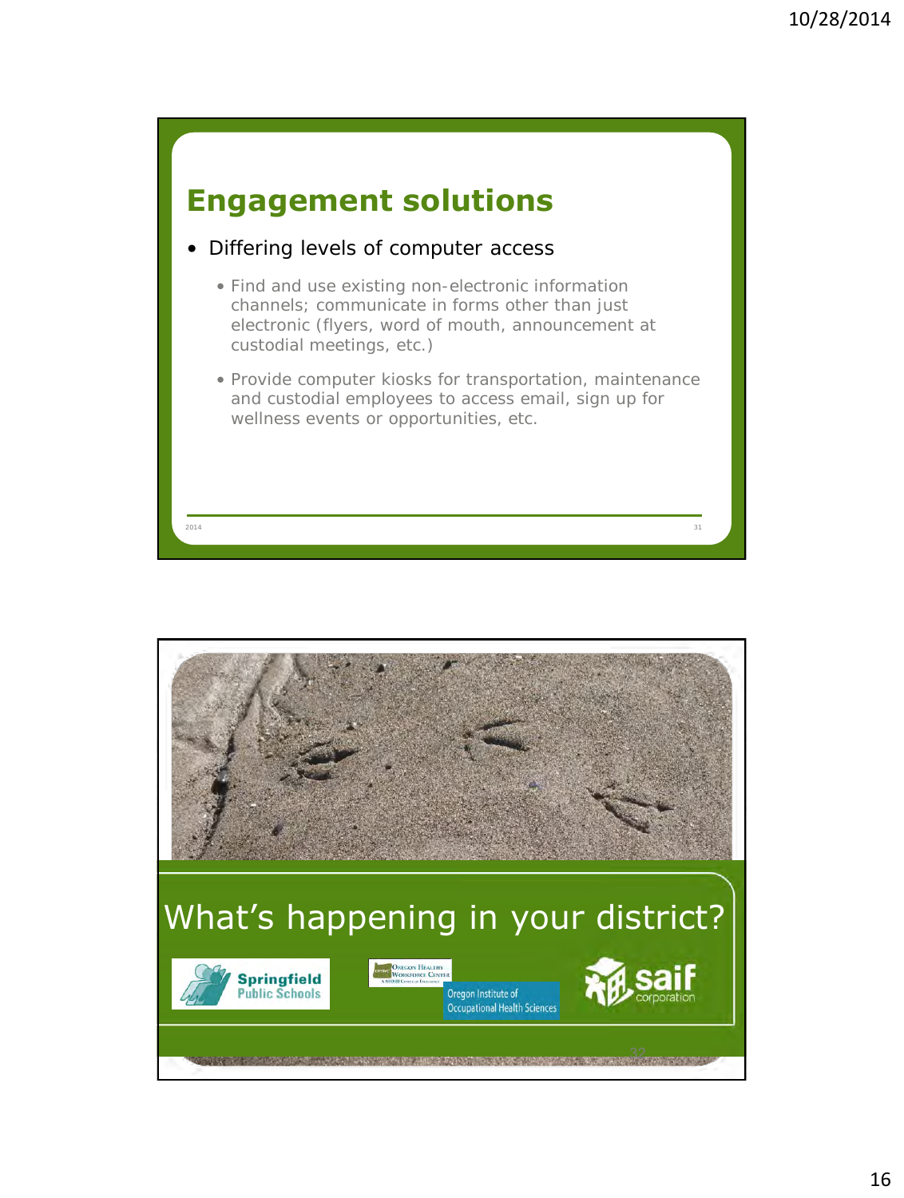## Engagement solutions

- Differing levels of computer access
  - Find and use existing non-electronic information channels; communicate in forms other than just electronic (flyers, word of mouth, announcement at custodial meetings, etc.)
  - Provide computer kiosks for transportation, maintenance and custodial employees to access email, sign up for wellness events or opportunities, etc.

## What's happening in your district?

Springfield Public Schools

Oregon Healthy Workforce Center

Oregon Institute of Occupational Health Sciences

saif corporation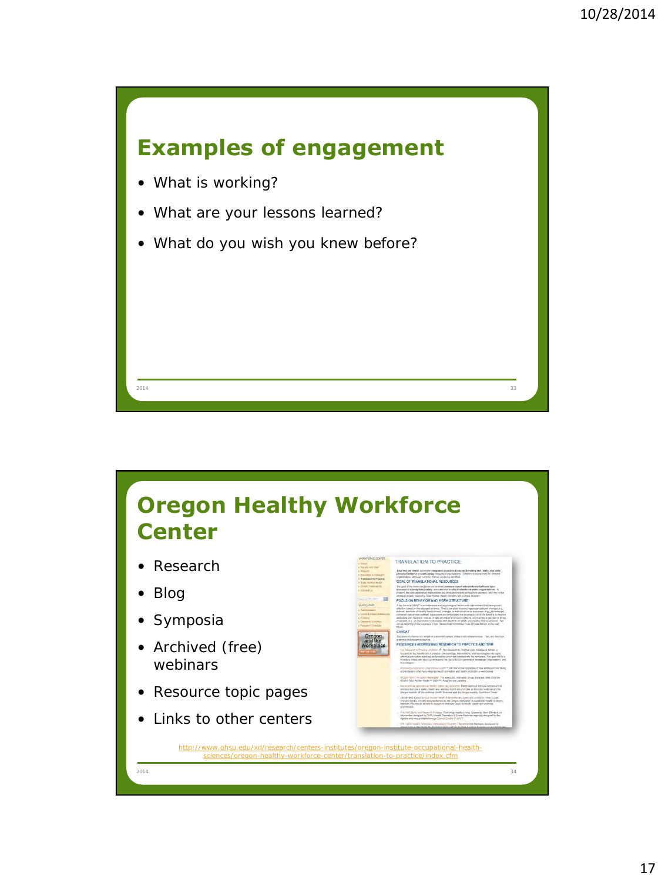## Examples of engagement

- What is working?
- What are your lessons learned?
- What do you wish you knew before?

## Oregon Healthy Workforce Center

- Research
- Blog
- Symposia
- Archived (free) webinars
- Resource topic pages
- Links to other centers

http://www.ohsu.edu/xd/research/centers-institutes/oregon-institute-occupational-health-sciences/oregon-healthy-workforce-center/translation-to-practice/index.cfm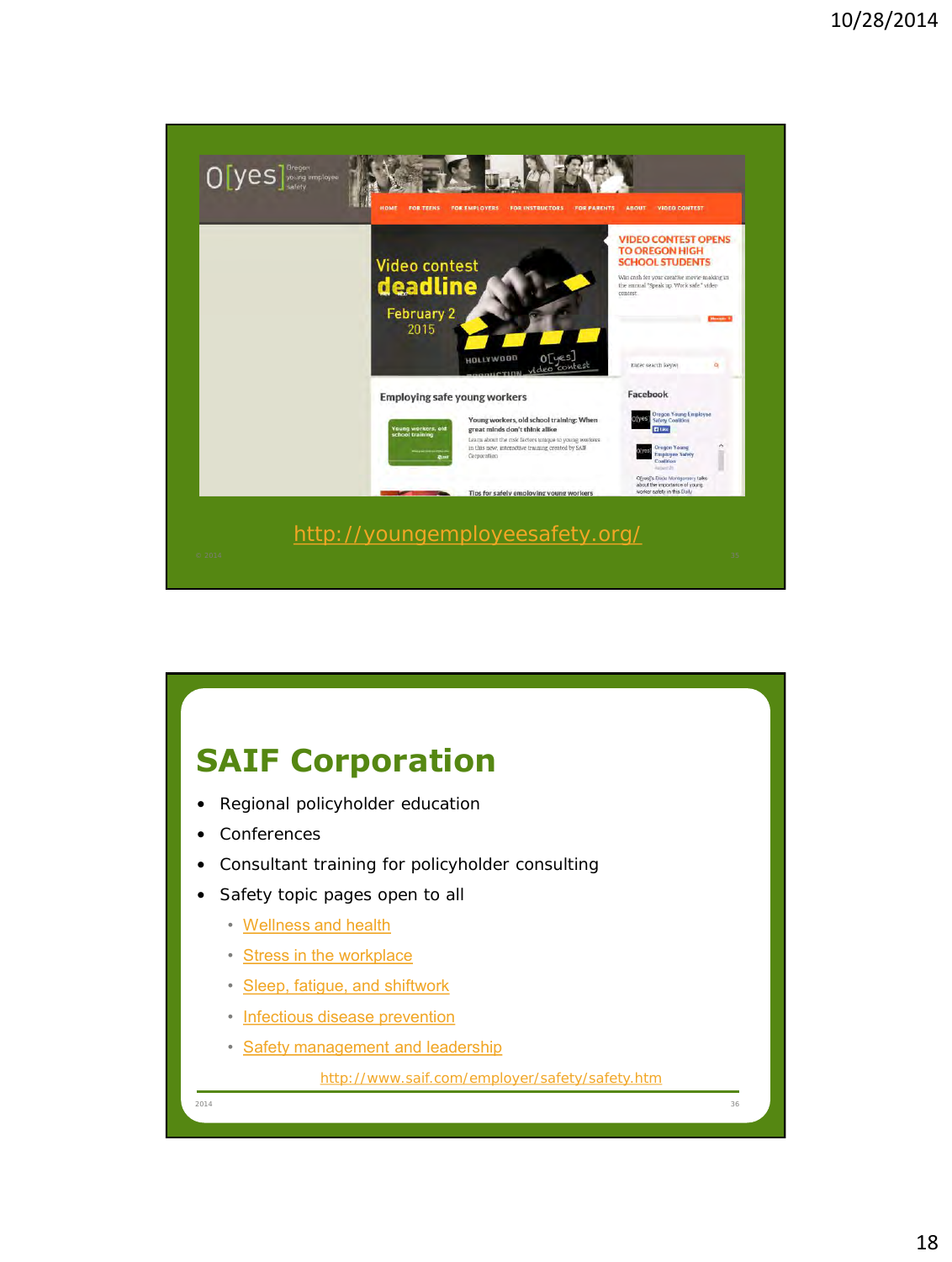http://youngemployeesafety.org/

## SAIF Corporation

- Regional policyholder education
- Conferences
- Consultant training for policyholder consulting
- Safety topic pages open to all
  - Wellness and health
  - Stress in the workplace
  - Sleep, fatigue, and shiftwork
  - Infectious disease prevention
  - Safety management and leadership

http://www.saif.com/employer/safety/safety.htm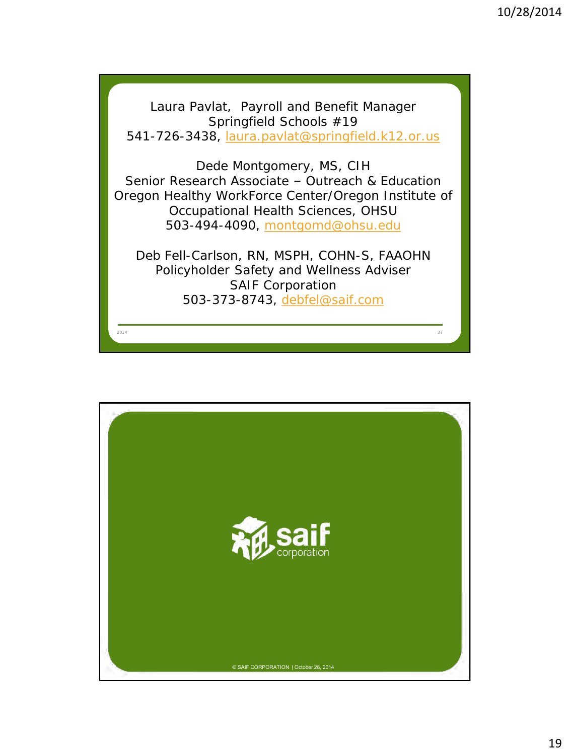Laura Pavlat, Payroll and Benefit Manager
Springfield Schools #19
541-726-3438, laura.pavlat@springfield.k12.or.us

Dede Montgomery, MS, CIH
Senior Research Associate – Outreach & Education
Oregon Healthy WorkForce Center/Oregon Institute of Occupational Health Sciences, OHSU
503-494-4090, montgomd@ohsu.edu

Deb Fell-Carlson, RN, MSPH, COHN-S, FAAOHN
Policyholder Safety and Wellness Adviser
SAIF Corporation
503-373-8743, debfel@saif.com

saif corporation

© SAIF CORPORATION | October 28, 2014